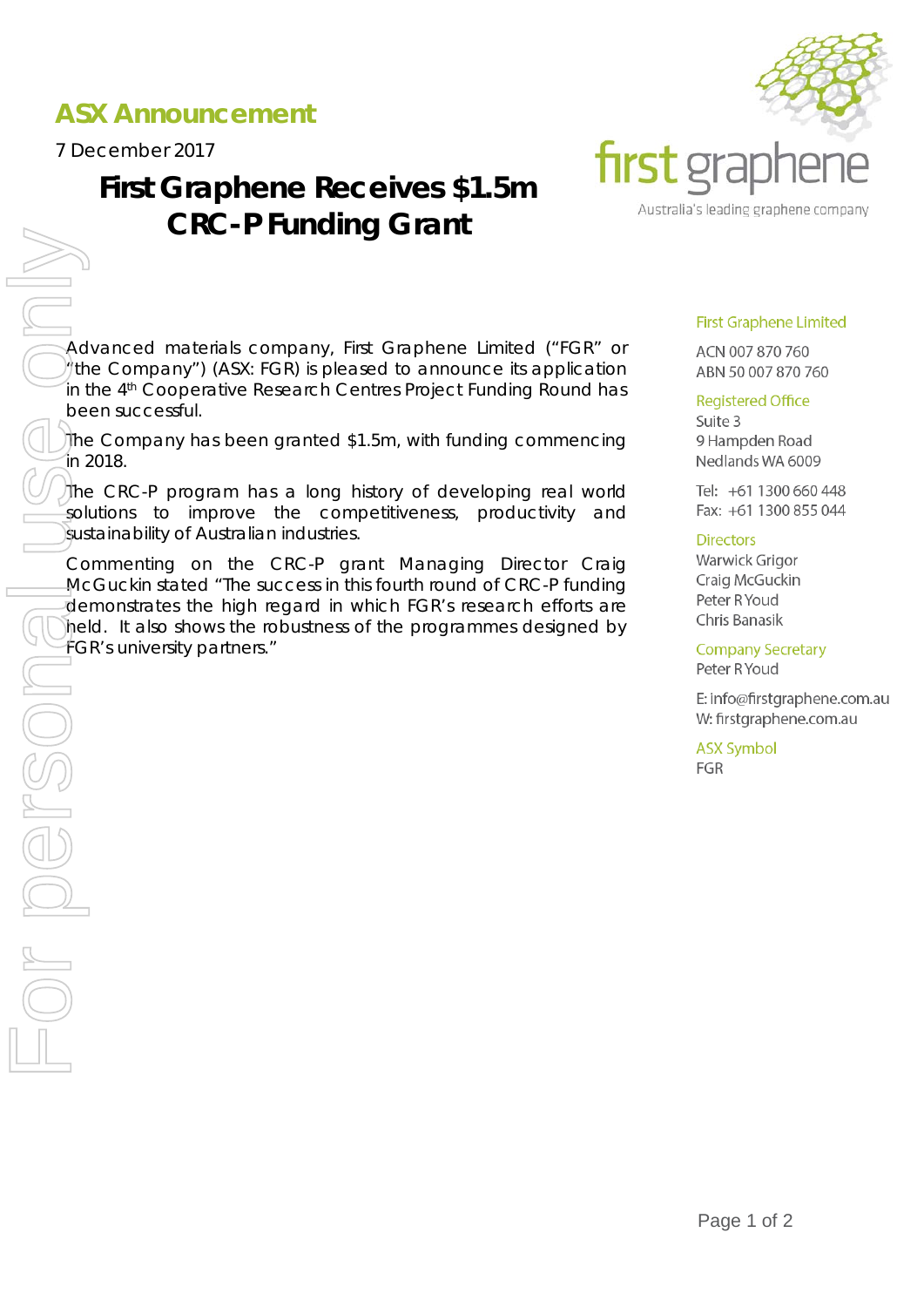**ASX Announcement**

7 December 2017

# First Graphene Receives $1.5m CRC-P Funding Grant

first graphene

Australia's leading graphene company

Advanced materials company, First Graphene Limited ("FGR" or "the Company") (ASX: FGR) is pleased to announce its application in the 4th Cooperative Research Centres Project Funding Round has been successful.

The Company has been granted $1.5m, with funding commencing in 2018.

The CRC-P program has a long history of developing real world solutions to improve the competitiveness, productivity and sustainability of Australian industries.

Commenting on the CRC-P grant Managing Director Craig McGuckin stated "The success in this fourth round of CRC-P funding demonstrates the high regard in which FGR's research efforts are held. It also shows the robustness of the programmes designed by FGR's university partners."

**First Graphene Limited**

ACN 007 870 760
ABN 50 007 870 760

**Registered Office**

Suite 3
9 Hampden Road
Nedlands WA 6009

Tel: +61 1300 660 448
Fax: +61 1300 855 044

**Directors**

Warwick Grigor
Craig McGuckin
Peter R Youd
Chris Banasik

**Company Secretary**

Peter R Youd

E: info@firstgraphene.com.au
W: firstgraphene.com.au

**ASX Symbol**

FGR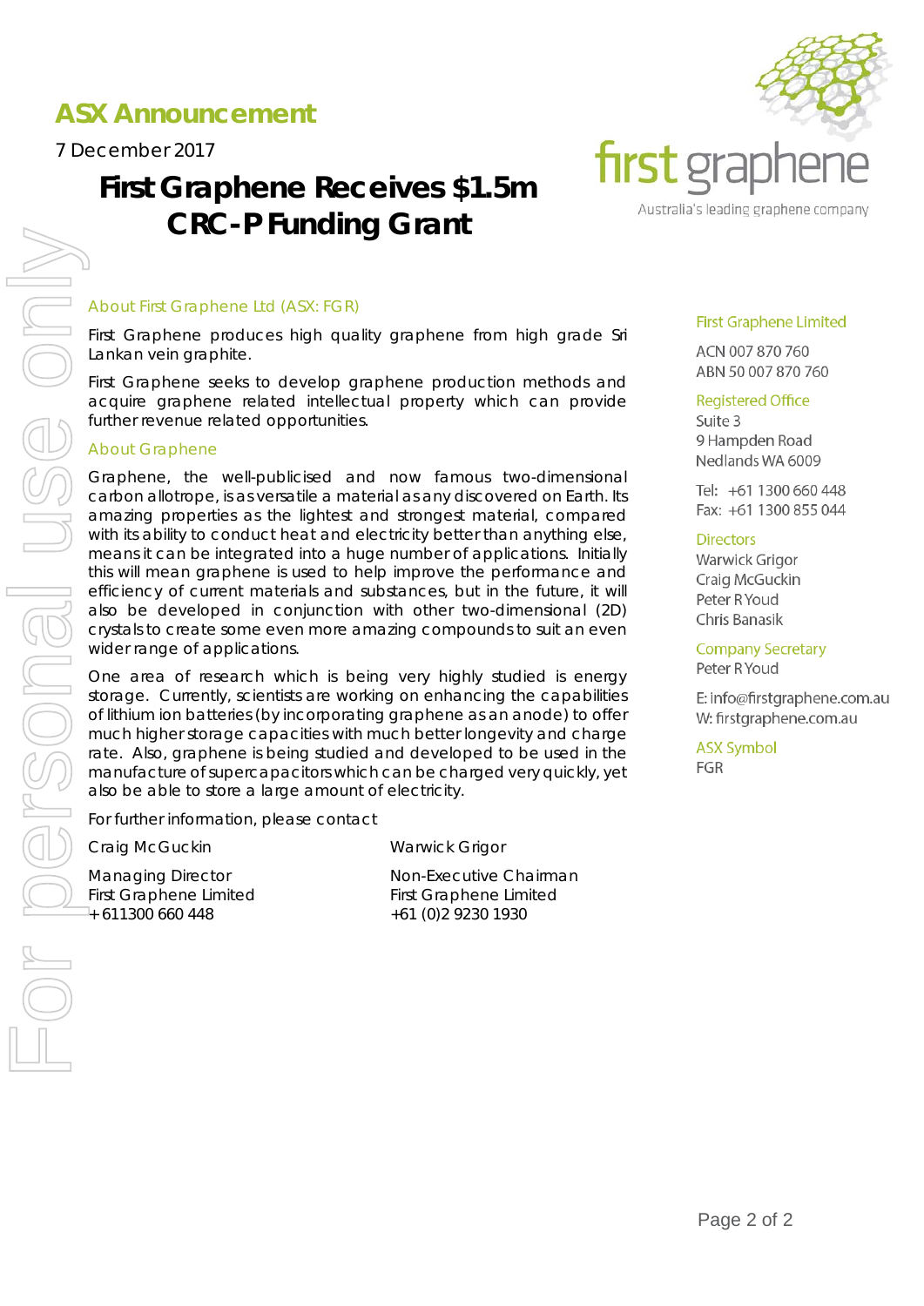# ASX Announcement

7 December 2017

# First Graphene Receives $1.5m CRC-P Funding Grant

## About First Graphene Ltd (ASX: FGR)

First Graphene produces high quality graphene from high grade Sri Lankan vein graphite.

First Graphene seeks to develop graphene production methods and acquire graphene related intellectual property which can provide further revenue related opportunities.

## About Graphene

Graphene, the well-publicised and now famous two-dimensional carbon allotrope, is as versatile a material as any discovered on Earth. Its amazing properties as the lightest and strongest material, compared with its ability to conduct heat and electricity better than anything else, means it can be integrated into a huge number of applications. Initially this will mean graphene is used to help improve the performance and efficiency of current materials and substances, but in the future, it will also be developed in conjunction with other two-dimensional (2D) crystals to create some even more amazing compounds to suit an even wider range of applications.

One area of research which is being very highly studied is energy storage. Currently, scientists are working on enhancing the capabilities of lithium ion batteries (by incorporating graphene as an anode) to offer much higher storage capacities with much better longevity and charge rate. Also, graphene is being studied and developed to be used in the manufacture of supercapacitors which can be charged very quickly, yet also be able to store a large amount of electricity.

For further information, please contact

Craig McGuckin
Managing Director
First Graphene Limited
+611300 660 448

Warwick Grigor
Non-Executive Chairman
First Graphene Limited
+61 (0)2 9230 1930

---

first graphene
Australia's leading graphene company

**First Graphene Limited**

ACN 007 870 760
ABN 50 007 870 760

**Registered Office**
Suite 3
9 Hampden Road
Nedlands WA 6009

Tel: +61 1300 660 448
Fax: +61 1300 855 044

**Directors**
Warwick Grigor
Craig McGuckin
Peter R Youd
Chris Banasik

**Company Secretary**
Peter R Youd

E: info@firstgraphene.com.au
W: firstgraphene.com.au

**ASX Symbol**
FGR